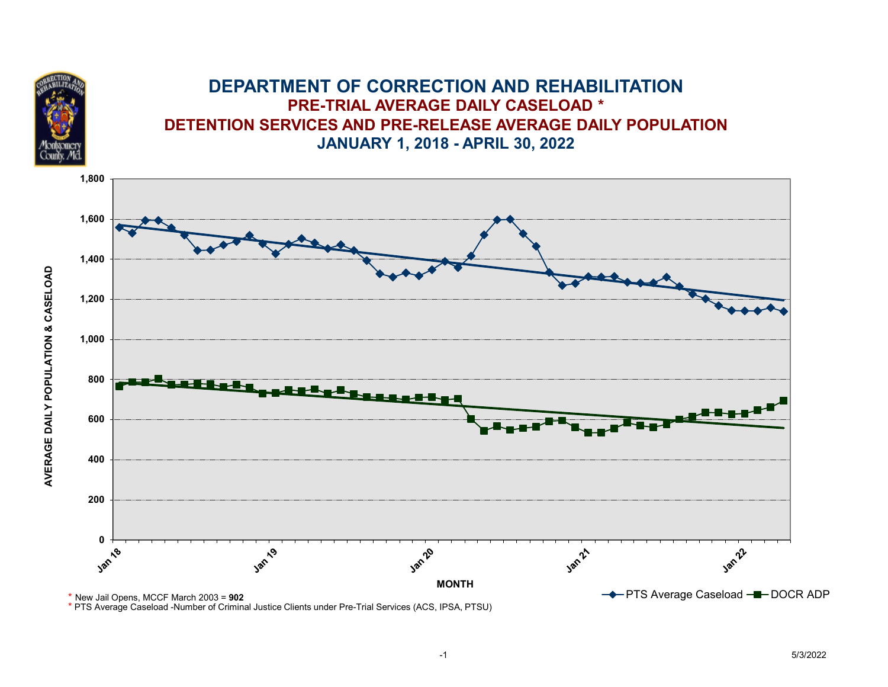# DEPARTMENT OF CORRECTION AND REHABILITATION

## PRE-TRIAL AVERAGE DAILY CASELOAD *

## DETENTION SERVICES AND PRE-RELEASE AVERAGE DAILY POPULATION

## JANUARY 1, 2018 - APRIL 30, 2022

AVERAGE DAILY POPULATION & CASELOAD

1,800
1,600
1,400
1,200
1,000
800
600
400
200
0

Jan 18 | Jan 19 | Jan 20 | Jan 21 | Jan 22

MONTH

PTS Average Caseload — DOCR ADP

\* New Jail Opens, MCCF March 2003 = **902**

\* PTS Average Caseload -Number of Criminal Justice Clients under Pre-Trial Services (ACS, IPSA, PTSU)

5/3/2022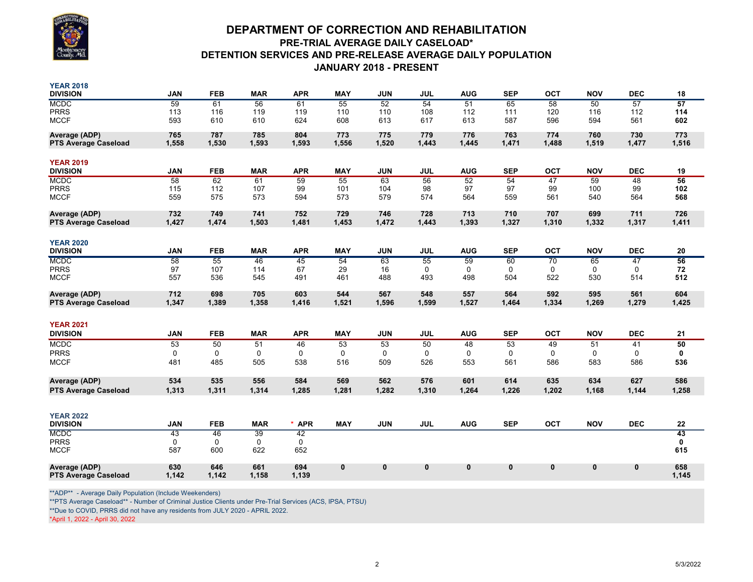# DEPARTMENT OF CORRECTION AND REHABILITATION

## PRE-TRIAL AVERAGE DAILY CASELOAD*

## DETENTION SERVICES AND PRE-RELEASE AVERAGE DAILY POPULATION

## JANUARY 2018 - PRESENT

**YEAR 2018**

| DIVISION | JAN | FEB | MAR | APR | MAY | JUN | JUL | AUG | SEP | OCT | NOV | DEC | 18 |
|---|---|---|---|---|---|---|---|---|---|---|---|---|---|
| MCDC | 59 | 61 | 56 | 61 | 55 | 52 | 54 | 51 | 65 | 58 | 50 | 57 | **57** |
| PRRS | 113 | 116 | 119 | 119 | 110 | 110 | 108 | 112 | 111 | 120 | 116 | 112 | **114** |
| MCCF | 593 | 610 | 610 | 624 | 608 | 613 | 617 | 613 | 587 | 596 | 594 | 561 | **602** |
| **Average (ADP)** | **765** | **787** | **785** | **804** | **773** | **775** | **779** | **776** | **763** | **774** | **760** | **730** | **773** |
| **PTS Average Caseload** | **1,558** | **1,530** | **1,593** | **1,593** | **1,556** | **1,520** | **1,443** | **1,445** | **1,471** | **1,488** | **1,519** | **1,477** | **1,516** |

**YEAR 2019**

| DIVISION | JAN | FEB | MAR | APR | MAY | JUN | JUL | AUG | SEP | OCT | NOV | DEC | 19 |
|---|---|---|---|---|---|---|---|---|---|---|---|---|---|
| MCDC | 58 | 62 | 61 | 59 | 55 | 63 | 56 | 52 | 54 | 47 | 59 | 48 | **56** |
| PRRS | 115 | 112 | 107 | 99 | 101 | 104 | 98 | 97 | 97 | 99 | 100 | 99 | **102** |
| MCCF | 559 | 575 | 573 | 594 | 573 | 579 | 574 | 564 | 559 | 561 | 540 | 564 | **568** |
| **Average (ADP)** | **732** | **749** | **741** | **752** | **729** | **746** | **728** | **713** | **710** | **707** | **699** | **711** | **726** |
| **PTS Average Caseload** | **1,427** | **1,474** | **1,503** | **1,481** | **1,453** | **1,472** | **1,443** | **1,393** | **1,327** | **1,310** | **1,332** | **1,317** | **1,411** |

**YEAR 2020**

| DIVISION | JAN | FEB | MAR | APR | MAY | JUN | JUL | AUG | SEP | OCT | NOV | DEC | 20 |
|---|---|---|---|---|---|---|---|---|---|---|---|---|---|
| MCDC | 58 | 55 | 46 | 45 | 54 | 63 | 55 | 59 | 60 | 70 | 65 | 47 | **56** |
| PRRS | 97 | 107 | 114 | 67 | 29 | 16 | 0 | 0 | 0 | 0 | 0 | 0 | **72** |
| MCCF | 557 | 536 | 545 | 491 | 461 | 488 | 493 | 498 | 504 | 522 | 530 | 514 | **512** |
| **Average (ADP)** | **712** | **698** | **705** | **603** | **544** | **567** | **548** | **557** | **564** | **592** | **595** | **561** | **604** |
| **PTS Average Caseload** | **1,347** | **1,389** | **1,358** | **1,416** | **1,521** | **1,596** | **1,599** | **1,527** | **1,464** | **1,334** | **1,269** | **1,279** | **1,425** |

**YEAR 2021**

| DIVISION | JAN | FEB | MAR | APR | MAY | JUN | JUL | AUG | SEP | OCT | NOV | DEC | 21 |
|---|---|---|---|---|---|---|---|---|---|---|---|---|---|
| MCDC | 53 | 50 | 51 | 46 | 53 | 53 | 50 | 48 | 53 | 49 | 51 | 41 | **50** |
| PRRS | 0 | 0 | 0 | 0 | 0 | 0 | 0 | 0 | 0 | 0 | 0 | 0 | **0** |
| MCCF | 481 | 485 | 505 | 538 | 516 | 509 | 526 | 553 | 561 | 586 | 583 | 586 | **536** |
| **Average (ADP)** | **534** | **535** | **556** | **584** | **569** | **562** | **576** | **601** | **614** | **635** | **634** | **627** | **586** |
| **PTS Average Caseload** | **1,313** | **1,311** | **1,314** | **1,285** | **1,281** | **1,282** | **1,310** | **1,264** | **1,226** | **1,202** | **1,168** | **1,144** | **1,258** |

**YEAR 2022**

| DIVISION | JAN | FEB | MAR | * APR | MAY | JUN | JUL | AUG | SEP | OCT | NOV | DEC | 22 |
|---|---|---|---|---|---|---|---|---|---|---|---|---|---|
| MCDC | 43 | 46 | 39 | 42 | | | | | | | | | **43** |
| PRRS | 0 | 0 | 0 | 0 | | | | | | | | | **0** |
| MCCF | 587 | 600 | 622 | 652 | | | | | | | | | **615** |
| **Average (ADP)** | **630** | **646** | **661** | **694** | **0** | **0** | **0** | **0** | **0** | **0** | **0** | **0** | **658** |
| **PTS Average Caseload** | **1,142** | **1,142** | **1,158** | **1,139** | | | | | | | | | **1,145** |

**ADP** - Average Daily Population (Include Weekenders)

**PTS Average Caseload** - Number of Criminal Justice Clients under Pre-Trial Services (ACS, IPSA, PTSU)

**Due to COVID, PRRS did not have any residents from JULY 2020 - APRIL 2022.

*April 1, 2022 - April 30, 2022

5/3/2022